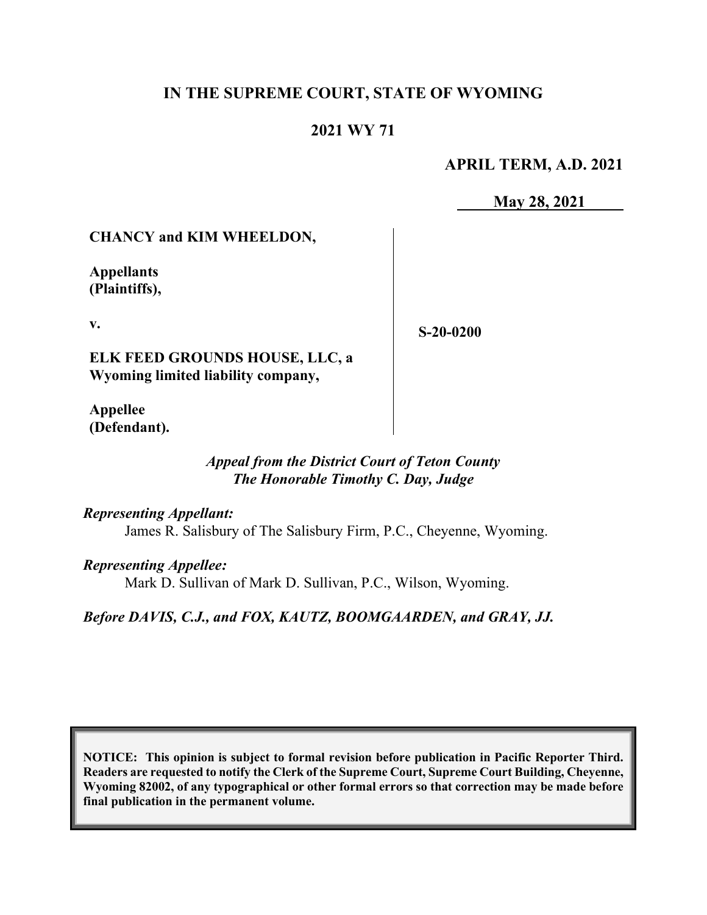**IN THE SUPREME COURT, STATE OF WYOMING**

**2021 WY 71**

**APRIL TERM, A.D. 2021**

**May 28, 2021**

**CHANCY and KIM WHEELDON,**

**Appellants (Plaintiffs),**

**v.**

**ELK FEED GROUNDS HOUSE, LLC, a Wyoming limited liability company,**

**Appellee (Defendant).**

**S-20-0200**

*Appeal from the District Court of Teton County*
*The Honorable Timothy C. Day, Judge*

*Representing Appellant:*

James R. Salisbury of The Salisbury Firm, P.C., Cheyenne, Wyoming.

*Representing Appellee:*

Mark D. Sullivan of Mark D. Sullivan, P.C., Wilson, Wyoming.

*Before DAVIS, C.J., and FOX, KAUTZ, BOOMGAARDEN, and GRAY, JJ.*

**NOTICE: This opinion is subject to formal revision before publication in Pacific Reporter Third. Readers are requested to notify the Clerk of the Supreme Court, Supreme Court Building, Cheyenne, Wyoming 82002, of any typographical or other formal errors so that correction may be made before final publication in the permanent volume.**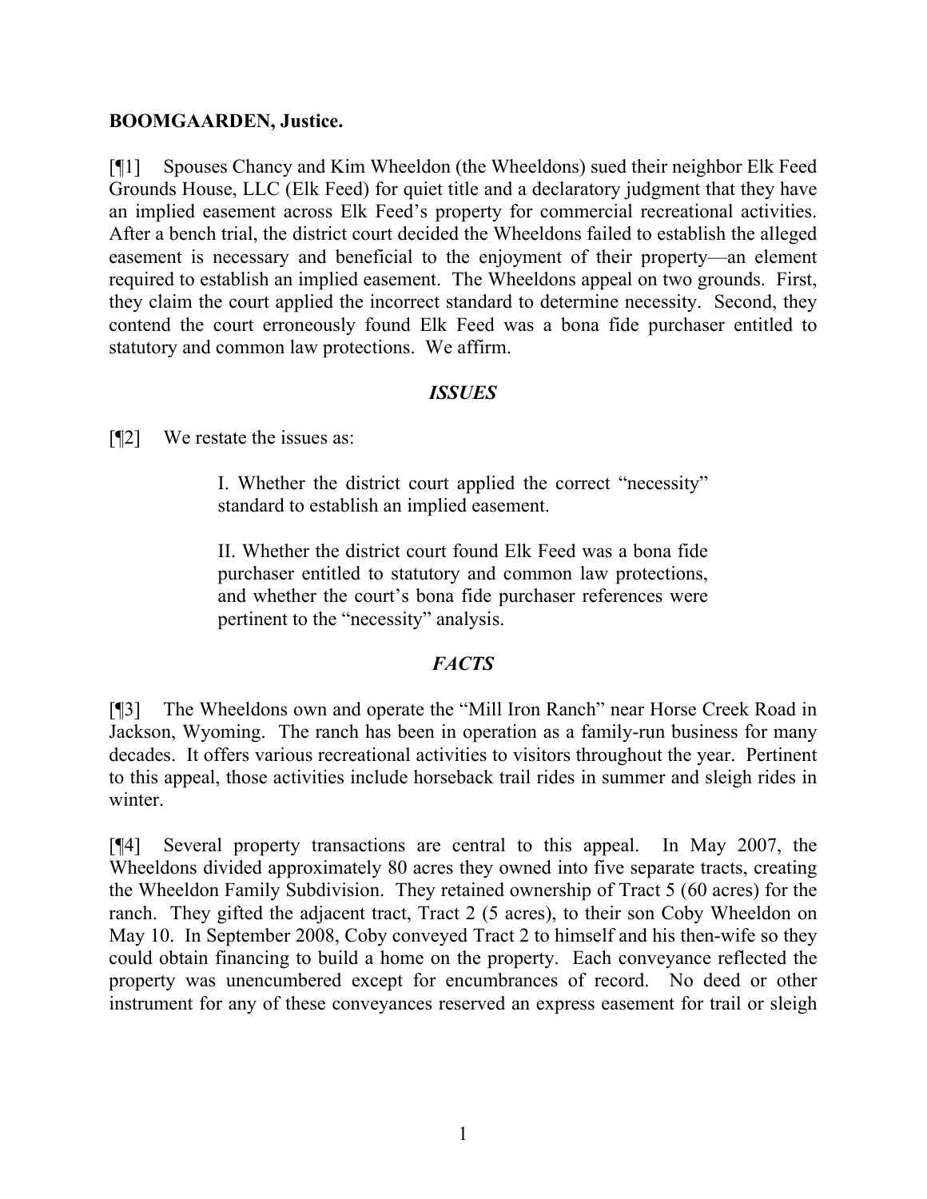**BOOMGAARDEN, Justice.**

[¶1] Spouses Chancy and Kim Wheeldon (the Wheeldons) sued their neighbor Elk Feed Grounds House, LLC (Elk Feed) for quiet title and a declaratory judgment that they have an implied easement across Elk Feed's property for commercial recreational activities. After a bench trial, the district court decided the Wheeldons failed to establish the alleged easement is necessary and beneficial to the enjoyment of their property—an element required to establish an implied easement. The Wheeldons appeal on two grounds. First, they claim the court applied the incorrect standard to determine necessity. Second, they contend the court erroneously found Elk Feed was a bona fide purchaser entitled to statutory and common law protections. We affirm.

### *ISSUES*

[¶2] We restate the issues as:

> I. Whether the district court applied the correct "necessity" standard to establish an implied easement.
>
> II. Whether the district court found Elk Feed was a bona fide purchaser entitled to statutory and common law protections, and whether the court's bona fide purchaser references were pertinent to the "necessity" analysis.

### *FACTS*

[¶3] The Wheeldons own and operate the "Mill Iron Ranch" near Horse Creek Road in Jackson, Wyoming. The ranch has been in operation as a family-run business for many decades. It offers various recreational activities to visitors throughout the year. Pertinent to this appeal, those activities include horseback trail rides in summer and sleigh rides in winter.

[¶4] Several property transactions are central to this appeal. In May 2007, the Wheeldons divided approximately 80 acres they owned into five separate tracts, creating the Wheeldon Family Subdivision. They retained ownership of Tract 5 (60 acres) for the ranch. They gifted the adjacent tract, Tract 2 (5 acres), to their son Coby Wheeldon on May 10. In September 2008, Coby conveyed Tract 2 to himself and his then-wife so they could obtain financing to build a home on the property. Each conveyance reflected the property was unencumbered except for encumbrances of record. No deed or other instrument for any of these conveyances reserved an express easement for trail or sleigh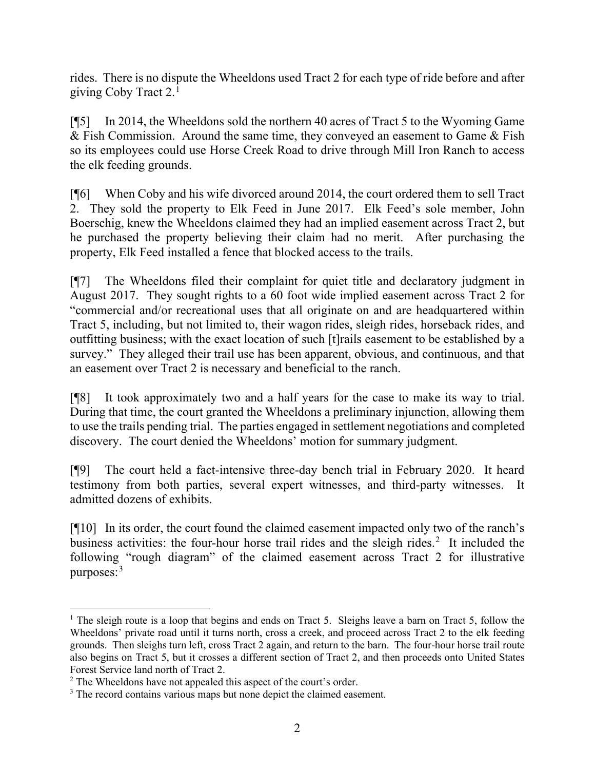rides. There is no dispute the Wheeldons used Tract 2 for each type of ride before and after giving Coby Tract 2.[1]

[¶5] In 2014, the Wheeldons sold the northern 40 acres of Tract 5 to the Wyoming Game & Fish Commission. Around the same time, they conveyed an easement to Game & Fish so its employees could use Horse Creek Road to drive through Mill Iron Ranch to access the elk feeding grounds.

[¶6] When Coby and his wife divorced around 2014, the court ordered them to sell Tract 2. They sold the property to Elk Feed in June 2017. Elk Feed's sole member, John Boerschig, knew the Wheeldons claimed they had an implied easement across Tract 2, but he purchased the property believing their claim had no merit. After purchasing the property, Elk Feed installed a fence that blocked access to the trails.

[¶7] The Wheeldons filed their complaint for quiet title and declaratory judgment in August 2017. They sought rights to a 60 foot wide implied easement across Tract 2 for "commercial and/or recreational uses that all originate on and are headquartered within Tract 5, including, but not limited to, their wagon rides, sleigh rides, horseback rides, and outfitting business; with the exact location of such [t]rails easement to be established by a survey." They alleged their trail use has been apparent, obvious, and continuous, and that an easement over Tract 2 is necessary and beneficial to the ranch.

[¶8] It took approximately two and a half years for the case to make its way to trial. During that time, the court granted the Wheeldons a preliminary injunction, allowing them to use the trails pending trial. The parties engaged in settlement negotiations and completed discovery. The court denied the Wheeldons' motion for summary judgment.

[¶9] The court held a fact-intensive three-day bench trial in February 2020. It heard testimony from both parties, several expert witnesses, and third-party witnesses. It admitted dozens of exhibits.

[¶10] In its order, the court found the claimed easement impacted only two of the ranch's business activities: the four-hour horse trail rides and the sleigh rides.[2] It included the following "rough diagram" of the claimed easement across Tract 2 for illustrative purposes:[3]

---

[1] The sleigh route is a loop that begins and ends on Tract 5. Sleighs leave a barn on Tract 5, follow the Wheeldons' private road until it turns north, cross a creek, and proceed across Tract 2 to the elk feeding grounds. Then sleighs turn left, cross Tract 2 again, and return to the barn. The four-hour horse trail route also begins on Tract 5, but it crosses a different section of Tract 2, and then proceeds onto United States Forest Service land north of Tract 2.

[2] The Wheeldons have not appealed this aspect of the court's order.

[3] The record contains various maps but none depict the claimed easement.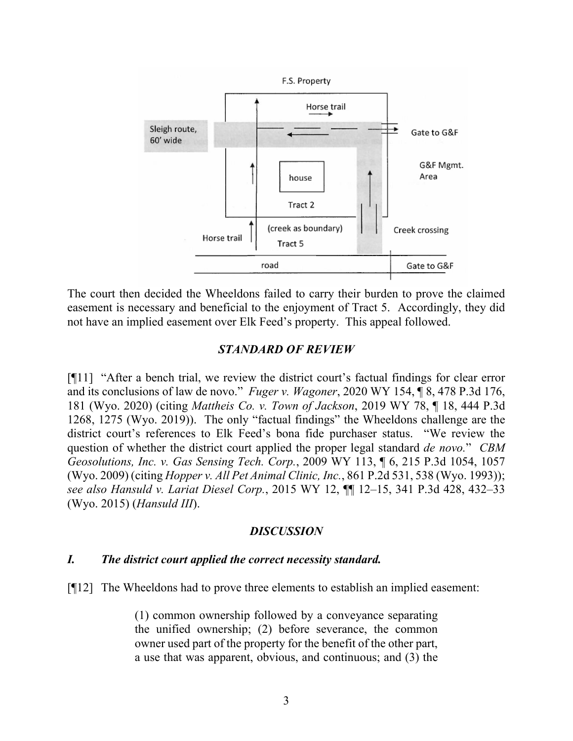F.S. Property

Horse trail

Sleigh route, 60' wide

Gate to G&F

G&F Mgmt. Area

house

Tract 2

(creek as boundary)

Creek crossing

Horse trail

Tract 5

road

Gate to G&F

The court then decided the Wheeldons failed to carry their burden to prove the claimed easement is necessary and beneficial to the enjoyment of Tract 5. Accordingly, they did not have an implied easement over Elk Feed's property. This appeal followed.

### *STANDARD OF REVIEW*

[¶11] "After a bench trial, we review the district court's factual findings for clear error and its conclusions of law de novo." *Fuger v. Wagoner*, 2020 WY 154, ¶ 8, 478 P.3d 176, 181 (Wyo. 2020) (citing *Mattheis Co. v. Town of Jackson*, 2019 WY 78, ¶ 18, 444 P.3d 1268, 1275 (Wyo. 2019)). The only "factual findings" the Wheeldons challenge are the district court's references to Elk Feed's bona fide purchaser status. "We review the question of whether the district court applied the proper legal standard *de novo*." *CBM Geosolutions, Inc. v. Gas Sensing Tech. Corp.*, 2009 WY 113, ¶ 6, 215 P.3d 1054, 1057 (Wyo. 2009) (citing *Hopper v. All Pet Animal Clinic, Inc.*, 861 P.2d 531, 538 (Wyo. 1993)); *see also Hansuld v. Lariat Diesel Corp.*, 2015 WY 12, ¶¶ 12–15, 341 P.3d 428, 432–33 (Wyo. 2015) (*Hansuld III*).

### *DISCUSSION*

#### *I. The district court applied the correct necessity standard.*

[¶12] The Wheeldons had to prove three elements to establish an implied easement:

> (1) common ownership followed by a conveyance separating the unified ownership; (2) before severance, the common owner used part of the property for the benefit of the other part, a use that was apparent, obvious, and continuous; and (3) the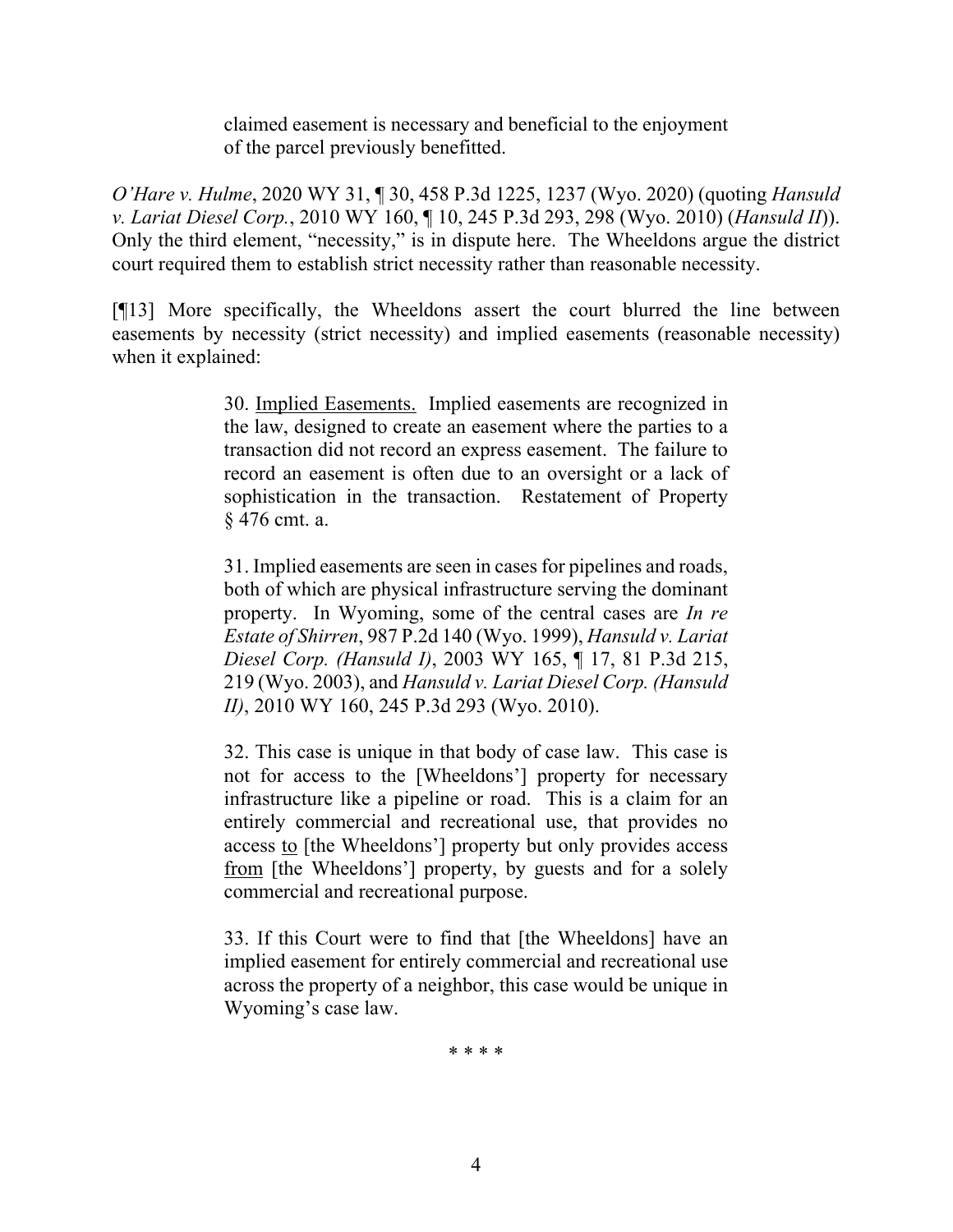> claimed easement is necessary and beneficial to the enjoyment of the parcel previously benefitted.

*O'Hare v. Hulme*, 2020 WY 31, ¶ 30, 458 P.3d 1225, 1237 (Wyo. 2020) (quoting *Hansuld v. Lariat Diesel Corp.*, 2010 WY 160, ¶ 10, 245 P.3d 293, 298 (Wyo. 2010) (*Hansuld II*)). Only the third element, "necessity," is in dispute here. The Wheeldons argue the district court required them to establish strict necessity rather than reasonable necessity.

[¶13] More specifically, the Wheeldons assert the court blurred the line between easements by necessity (strict necessity) and implied easements (reasonable necessity) when it explained:

> 30. Implied Easements. Implied easements are recognized in the law, designed to create an easement where the parties to a transaction did not record an express easement. The failure to record an easement is often due to an oversight or a lack of sophistication in the transaction. Restatement of Property § 476 cmt. a.
>
> 31. Implied easements are seen in cases for pipelines and roads, both of which are physical infrastructure serving the dominant property. In Wyoming, some of the central cases are *In re Estate of Shirren*, 987 P.2d 140 (Wyo. 1999), *Hansuld v. Lariat Diesel Corp. (Hansuld I)*, 2003 WY 165, ¶ 17, 81 P.3d 215, 219 (Wyo. 2003), and *Hansuld v. Lariat Diesel Corp. (Hansuld II)*, 2010 WY 160, 245 P.3d 293 (Wyo. 2010).
>
> 32. This case is unique in that body of case law. This case is not for access to the [Wheeldons'] property for necessary infrastructure like a pipeline or road. This is a claim for an entirely commercial and recreational use, that provides no access to [the Wheeldons'] property but only provides access from [the Wheeldons'] property, by guests and for a solely commercial and recreational purpose.
>
> 33. If this Court were to find that [the Wheeldons] have an implied easement for entirely commercial and recreational use across the property of a neighbor, this case would be unique in Wyoming's case law.
>
> \* \* \* \*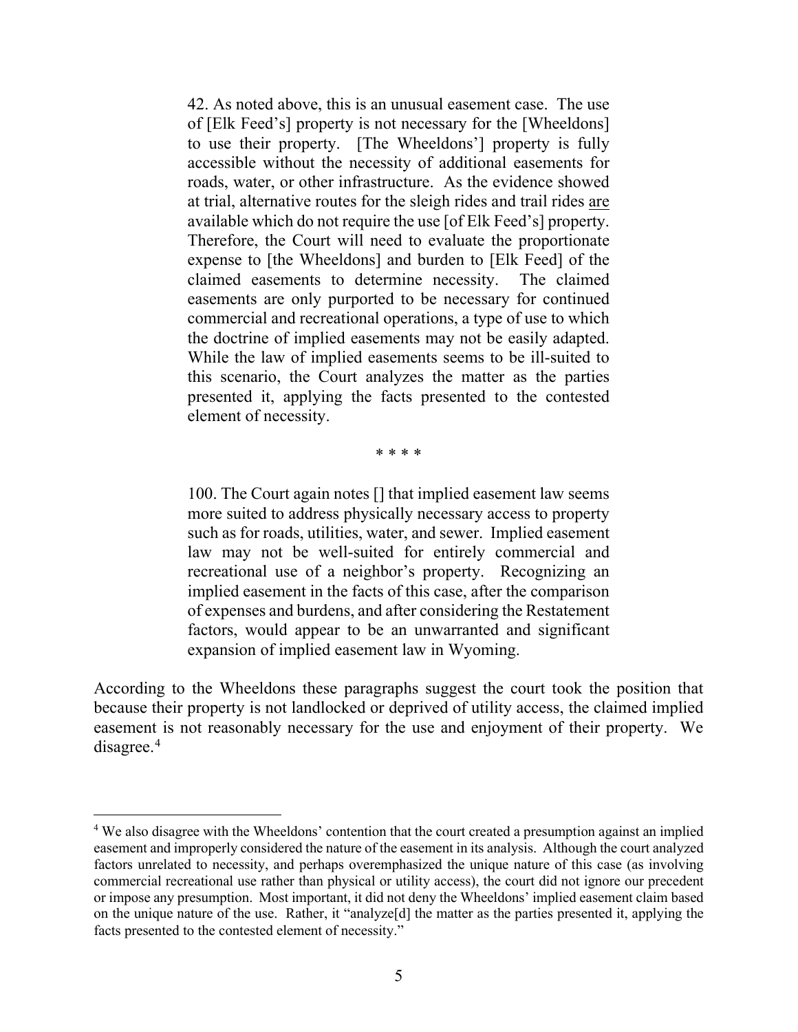> 42. As noted above, this is an unusual easement case. The use of [Elk Feed's] property is not necessary for the [Wheeldons] to use their property. [The Wheeldons'] property is fully accessible without the necessity of additional easements for roads, water, or other infrastructure. As the evidence showed at trial, alternative routes for the sleigh rides and trail rides <u>are</u> available which do not require the use [of Elk Feed's] property. Therefore, the Court will need to evaluate the proportionate expense to [the Wheeldons] and burden to [Elk Feed] of the claimed easements to determine necessity. The claimed easements are only purported to be necessary for continued commercial and recreational operations, a type of use to which the doctrine of implied easements may not be easily adapted. While the law of implied easements seems to be ill-suited to this scenario, the Court analyzes the matter as the parties presented it, applying the facts presented to the contested element of necessity.
>
> \* \* \* \*
>
> 100. The Court again notes [] that implied easement law seems more suited to address physically necessary access to property such as for roads, utilities, water, and sewer. Implied easement law may not be well-suited for entirely commercial and recreational use of a neighbor's property. Recognizing an implied easement in the facts of this case, after the comparison of expenses and burdens, and after considering the Restatement factors, would appear to be an unwarranted and significant expansion of implied easement law in Wyoming.

According to the Wheeldons these paragraphs suggest the court took the position that because their property is not landlocked or deprived of utility access, the claimed implied easement is not reasonably necessary for the use and enjoyment of their property. We disagree.[4]

[4] We also disagree with the Wheeldons' contention that the court created a presumption against an implied easement and improperly considered the nature of the easement in its analysis. Although the court analyzed factors unrelated to necessity, and perhaps overemphasized the unique nature of this case (as involving commercial recreational use rather than physical or utility access), the court did not ignore our precedent or impose any presumption. Most important, it did not deny the Wheeldons' implied easement claim based on the unique nature of the use. Rather, it "analyze[d] the matter as the parties presented it, applying the facts presented to the contested element of necessity."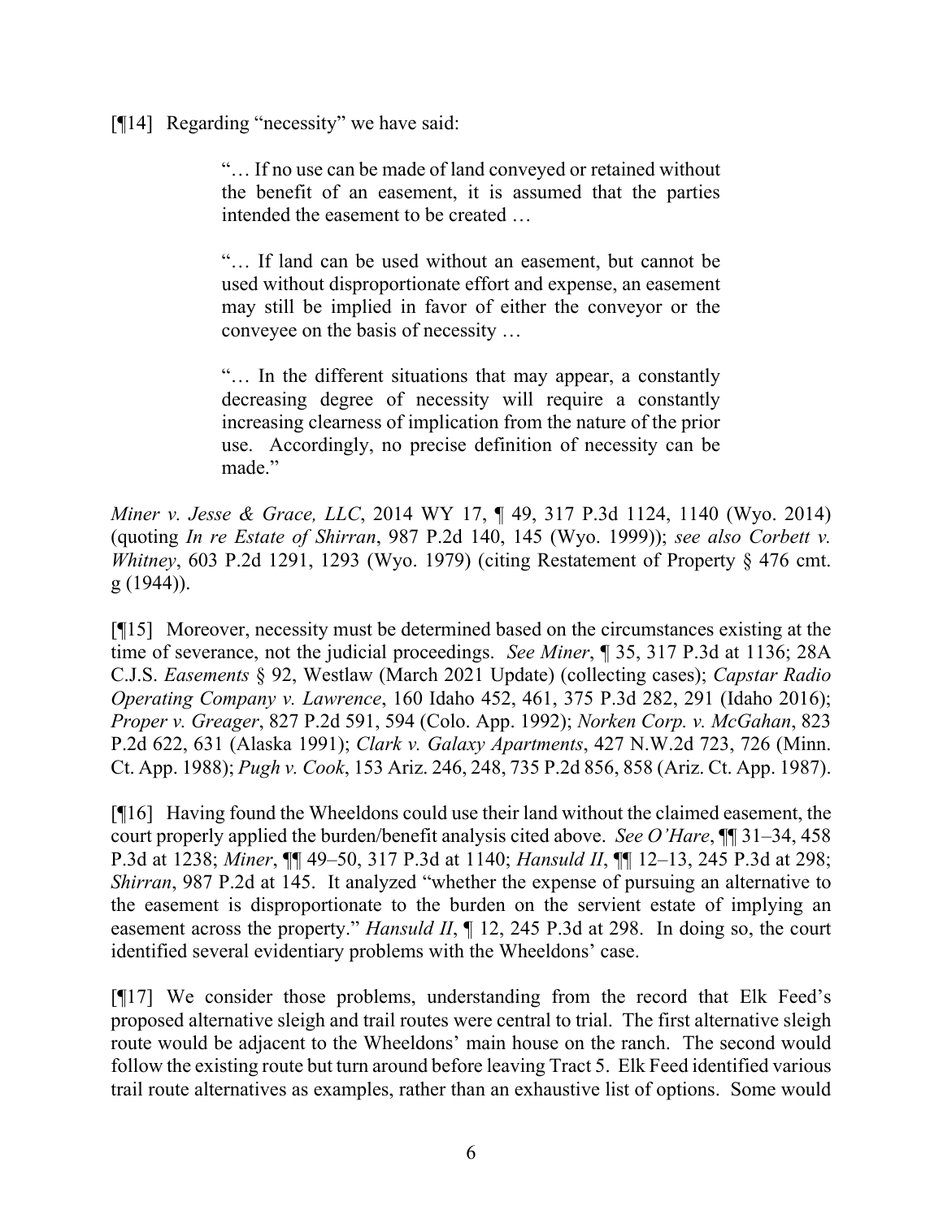[¶14] Regarding "necessity" we have said:

> "… If no use can be made of land conveyed or retained without the benefit of an easement, it is assumed that the parties intended the easement to be created …
>
> "… If land can be used without an easement, but cannot be used without disproportionate effort and expense, an easement may still be implied in favor of either the conveyor or the conveyee on the basis of necessity …
>
> "… In the different situations that may appear, a constantly decreasing degree of necessity will require a constantly increasing clearness of implication from the nature of the prior use. Accordingly, no precise definition of necessity can be made."

*Miner v. Jesse & Grace, LLC*, 2014 WY 17, ¶ 49, 317 P.3d 1124, 1140 (Wyo. 2014) (quoting *In re Estate of Shirran*, 987 P.2d 140, 145 (Wyo. 1999)); *see also Corbett v. Whitney*, 603 P.2d 1291, 1293 (Wyo. 1979) (citing Restatement of Property § 476 cmt. g (1944)).

[¶15] Moreover, necessity must be determined based on the circumstances existing at the time of severance, not the judicial proceedings. *See Miner*, ¶ 35, 317 P.3d at 1136; 28A C.J.S. *Easements* § 92, Westlaw (March 2021 Update) (collecting cases); *Capstar Radio Operating Company v. Lawrence*, 160 Idaho 452, 461, 375 P.3d 282, 291 (Idaho 2016); *Proper v. Greager*, 827 P.2d 591, 594 (Colo. App. 1992); *Norken Corp. v. McGahan*, 823 P.2d 622, 631 (Alaska 1991); *Clark v. Galaxy Apartments*, 427 N.W.2d 723, 726 (Minn. Ct. App. 1988); *Pugh v. Cook*, 153 Ariz. 246, 248, 735 P.2d 856, 858 (Ariz. Ct. App. 1987).

[¶16] Having found the Wheeldons could use their land without the claimed easement, the court properly applied the burden/benefit analysis cited above. *See O'Hare*, ¶¶ 31–34, 458 P.3d at 1238; *Miner*, ¶¶ 49–50, 317 P.3d at 1140; *Hansuld II*, ¶¶ 12–13, 245 P.3d at 298; *Shirran*, 987 P.2d at 145. It analyzed "whether the expense of pursuing an alternative to the easement is disproportionate to the burden on the servient estate of implying an easement across the property." *Hansuld II*, ¶ 12, 245 P.3d at 298. In doing so, the court identified several evidentiary problems with the Wheeldons' case.

[¶17] We consider those problems, understanding from the record that Elk Feed's proposed alternative sleigh and trail routes were central to trial. The first alternative sleigh route would be adjacent to the Wheeldons' main house on the ranch. The second would follow the existing route but turn around before leaving Tract 5. Elk Feed identified various trail route alternatives as examples, rather than an exhaustive list of options. Some would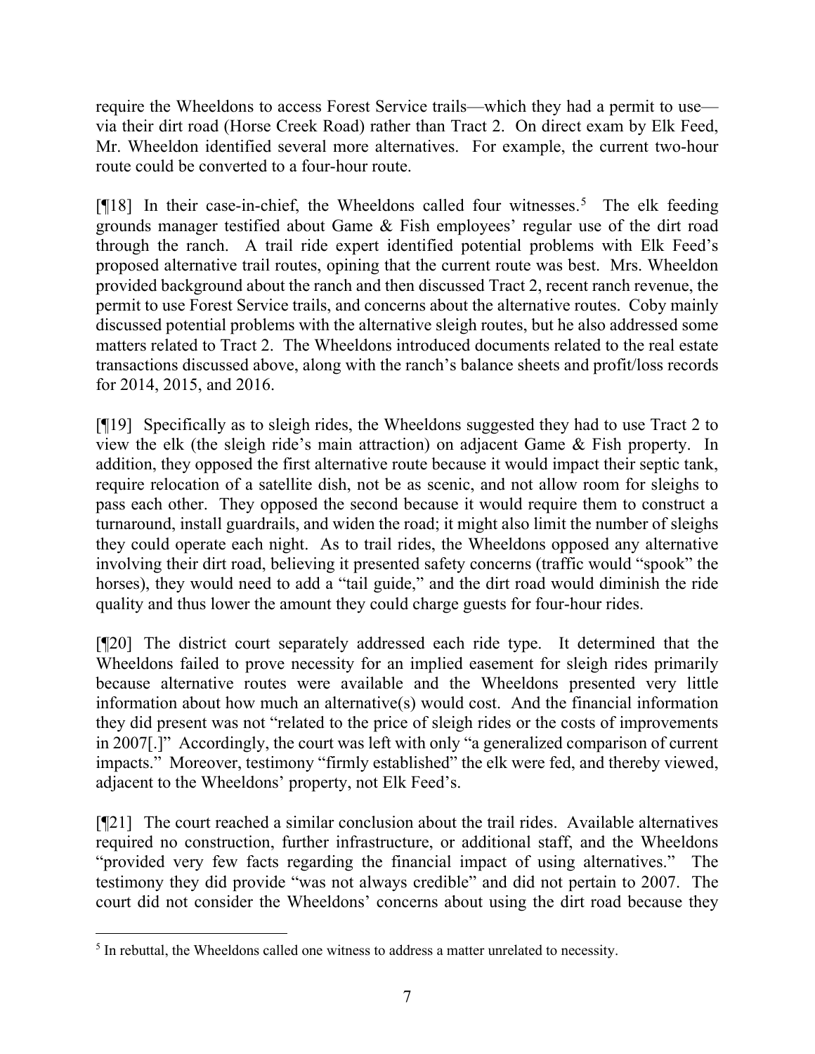require the Wheeldons to access Forest Service trails—which they had a permit to use—via their dirt road (Horse Creek Road) rather than Tract 2. On direct exam by Elk Feed, Mr. Wheeldon identified several more alternatives. For example, the current two-hour route could be converted to a four-hour route.

[¶18] In their case-in-chief, the Wheeldons called four witnesses.[5] The elk feeding grounds manager testified about Game & Fish employees' regular use of the dirt road through the ranch. A trail ride expert identified potential problems with Elk Feed's proposed alternative trail routes, opining that the current route was best. Mrs. Wheeldon provided background about the ranch and then discussed Tract 2, recent ranch revenue, the permit to use Forest Service trails, and concerns about the alternative routes. Coby mainly discussed potential problems with the alternative sleigh routes, but he also addressed some matters related to Tract 2. The Wheeldons introduced documents related to the real estate transactions discussed above, along with the ranch's balance sheets and profit/loss records for 2014, 2015, and 2016.

[¶19] Specifically as to sleigh rides, the Wheeldons suggested they had to use Tract 2 to view the elk (the sleigh ride's main attraction) on adjacent Game & Fish property. In addition, they opposed the first alternative route because it would impact their septic tank, require relocation of a satellite dish, not be as scenic, and not allow room for sleighs to pass each other. They opposed the second because it would require them to construct a turnaround, install guardrails, and widen the road; it might also limit the number of sleighs they could operate each night. As to trail rides, the Wheeldons opposed any alternative involving their dirt road, believing it presented safety concerns (traffic would "spook" the horses), they would need to add a "tail guide," and the dirt road would diminish the ride quality and thus lower the amount they could charge guests for four-hour rides.

[¶20] The district court separately addressed each ride type. It determined that the Wheeldons failed to prove necessity for an implied easement for sleigh rides primarily because alternative routes were available and the Wheeldons presented very little information about how much an alternative(s) would cost. And the financial information they did present was not "related to the price of sleigh rides or the costs of improvements in 2007[.]" Accordingly, the court was left with only "a generalized comparison of current impacts." Moreover, testimony "firmly established" the elk were fed, and thereby viewed, adjacent to the Wheeldons' property, not Elk Feed's.

[¶21] The court reached a similar conclusion about the trail rides. Available alternatives required no construction, further infrastructure, or additional staff, and the Wheeldons "provided very few facts regarding the financial impact of using alternatives." The testimony they did provide "was not always credible" and did not pertain to 2007. The court did not consider the Wheeldons' concerns about using the dirt road because they

[5] In rebuttal, the Wheeldons called one witness to address a matter unrelated to necessity.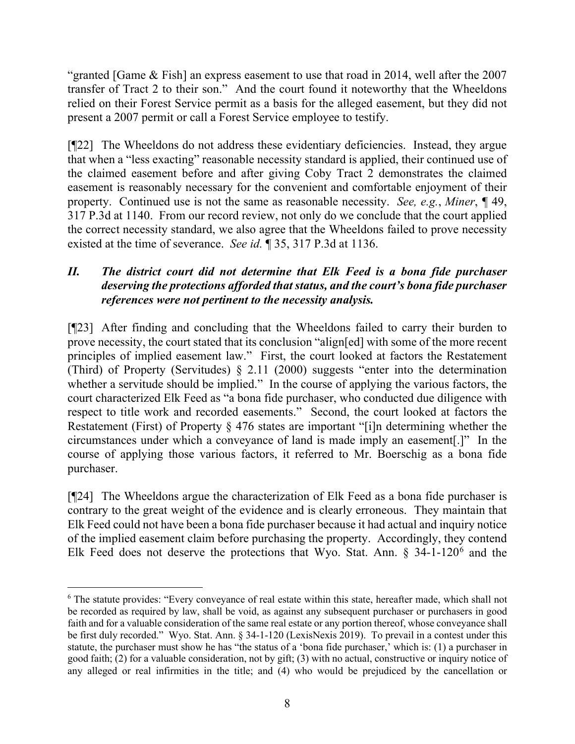"granted [Game & Fish] an express easement to use that road in 2014, well after the 2007 transfer of Tract 2 to their son." And the court found it noteworthy that the Wheeldons relied on their Forest Service permit as a basis for the alleged easement, but they did not present a 2007 permit or call a Forest Service employee to testify.

[¶22] The Wheeldons do not address these evidentiary deficiencies. Instead, they argue that when a "less exacting" reasonable necessity standard is applied, their continued use of the claimed easement before and after giving Coby Tract 2 demonstrates the claimed easement is reasonably necessary for the convenient and comfortable enjoyment of their property. Continued use is not the same as reasonable necessity. *See, e.g.*, *Miner*, ¶ 49, 317 P.3d at 1140. From our record review, not only do we conclude that the court applied the correct necessity standard, we also agree that the Wheeldons failed to prove necessity existed at the time of severance. *See id.* ¶ 35, 317 P.3d at 1136.

### *II. The district court did not determine that Elk Feed is a bona fide purchaser deserving the protections afforded that status, and the court's bona fide purchaser references were not pertinent to the necessity analysis.*

[¶23] After finding and concluding that the Wheeldons failed to carry their burden to prove necessity, the court stated that its conclusion "align[ed] with some of the more recent principles of implied easement law." First, the court looked at factors the Restatement (Third) of Property (Servitudes) § 2.11 (2000) suggests "enter into the determination whether a servitude should be implied." In the course of applying the various factors, the court characterized Elk Feed as "a bona fide purchaser, who conducted due diligence with respect to title work and recorded easements." Second, the court looked at factors the Restatement (First) of Property § 476 states are important "[i]n determining whether the circumstances under which a conveyance of land is made imply an easement[.]" In the course of applying those various factors, it referred to Mr. Boerschig as a bona fide purchaser.

[¶24] The Wheeldons argue the characterization of Elk Feed as a bona fide purchaser is contrary to the great weight of the evidence and is clearly erroneous. They maintain that Elk Feed could not have been a bona fide purchaser because it had actual and inquiry notice of the implied easement claim before purchasing the property. Accordingly, they contend Elk Feed does not deserve the protections that Wyo. Stat. Ann. § 34-1-120[6] and the

---

[6] The statute provides: "Every conveyance of real estate within this state, hereafter made, which shall not be recorded as required by law, shall be void, as against any subsequent purchaser or purchasers in good faith and for a valuable consideration of the same real estate or any portion thereof, whose conveyance shall be first duly recorded." Wyo. Stat. Ann. § 34-1-120 (LexisNexis 2019). To prevail in a contest under this statute, the purchaser must show he has "the status of a 'bona fide purchaser,' which is: (1) a purchaser in good faith; (2) for a valuable consideration, not by gift; (3) with no actual, constructive or inquiry notice of any alleged or real infirmities in the title; and (4) who would be prejudiced by the cancellation or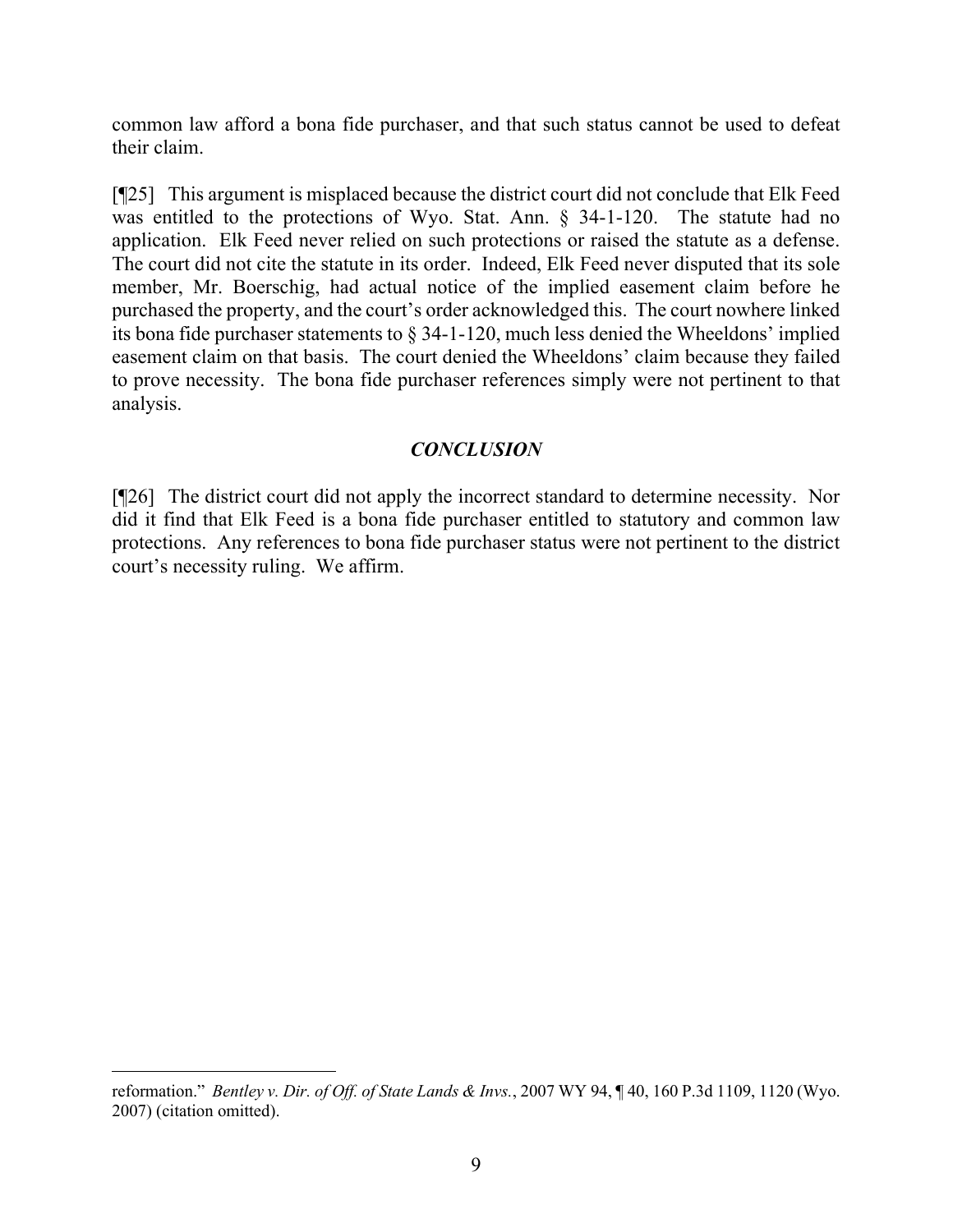common law afford a bona fide purchaser, and that such status cannot be used to defeat their claim.

[¶25] This argument is misplaced because the district court did not conclude that Elk Feed was entitled to the protections of Wyo. Stat. Ann. § 34-1-120. The statute had no application. Elk Feed never relied on such protections or raised the statute as a defense. The court did not cite the statute in its order. Indeed, Elk Feed never disputed that its sole member, Mr. Boerschig, had actual notice of the implied easement claim before he purchased the property, and the court's order acknowledged this. The court nowhere linked its bona fide purchaser statements to § 34-1-120, much less denied the Wheeldons' implied easement claim on that basis. The court denied the Wheeldons' claim because they failed to prove necessity. The bona fide purchaser references simply were not pertinent to that analysis.

## *CONCLUSION*

[¶26] The district court did not apply the incorrect standard to determine necessity. Nor did it find that Elk Feed is a bona fide purchaser entitled to statutory and common law protections. Any references to bona fide purchaser status were not pertinent to the district court's necessity ruling. We affirm.

---

reformation." *Bentley v. Dir. of Off. of State Lands & Invs.*, 2007 WY 94, ¶ 40, 160 P.3d 1109, 1120 (Wyo. 2007) (citation omitted).